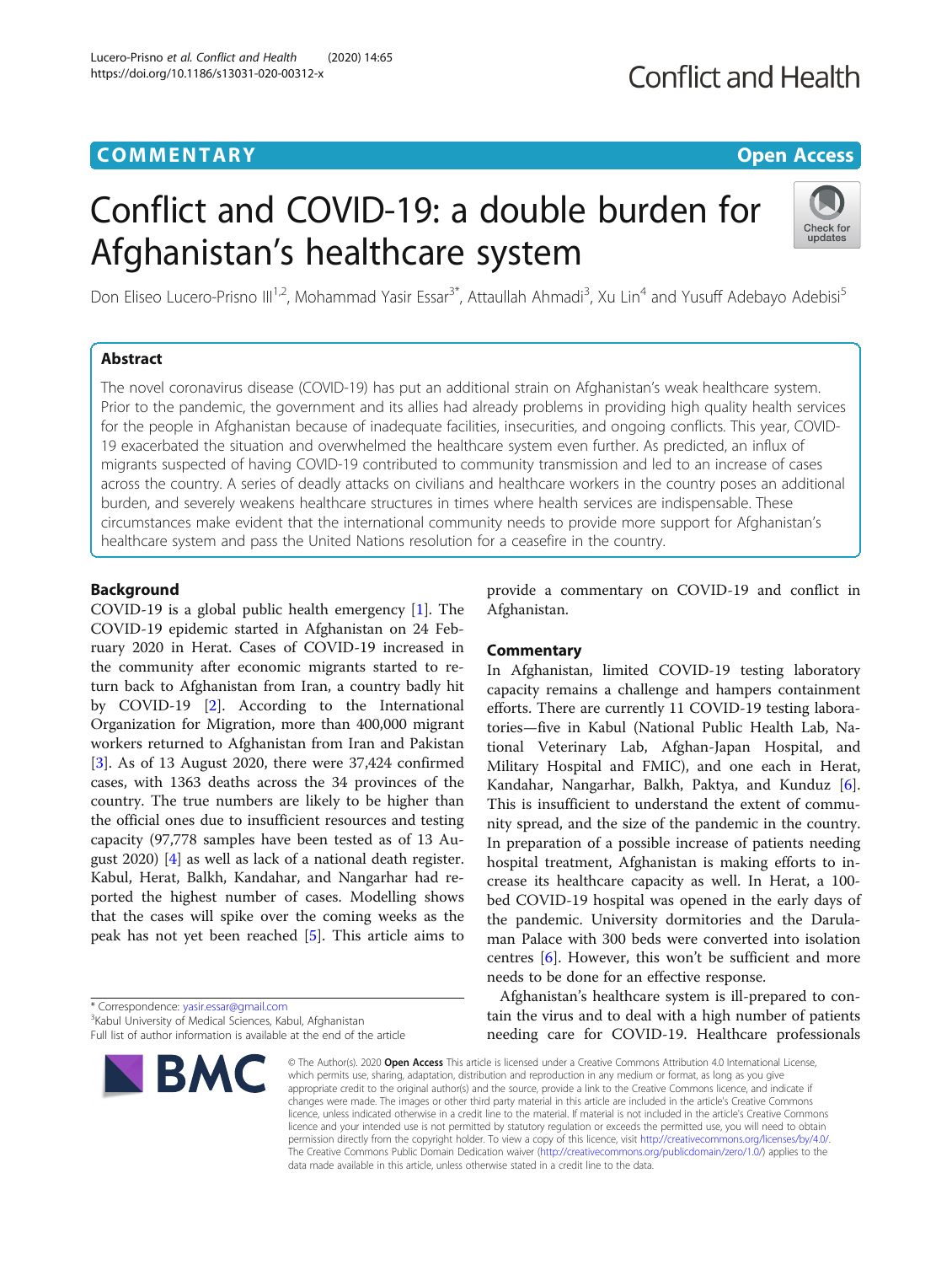COMMENTARY

Open Access

# Conflict and COVID-19: a double burden for Afghanistan's healthcare system

Don Eliseo Lucero-Prisno III[1,2], Mohammad Yasir Essar[3*], Attaullah Ahmadi[3], Xu Lin[4] and Yusuff Adebayo Adebisi[5]

## Abstract

The novel coronavirus disease (COVID-19) has put an additional strain on Afghanistan's weak healthcare system. Prior to the pandemic, the government and its allies had already problems in providing high quality health services for the people in Afghanistan because of inadequate facilities, insecurities, and ongoing conflicts. This year, COVID-19 exacerbated the situation and overwhelmed the healthcare system even further. As predicted, an influx of migrants suspected of having COVID-19 contributed to community transmission and led to an increase of cases across the country. A series of deadly attacks on civilians and healthcare workers in the country poses an additional burden, and severely weakens healthcare structures in times where health services are indispensable. These circumstances make evident that the international community needs to provide more support for Afghanistan's healthcare system and pass the United Nations resolution for a ceasefire in the country.

## Background

COVID-19 is a global public health emergency [1]. The COVID-19 epidemic started in Afghanistan on 24 February 2020 in Herat. Cases of COVID-19 increased in the community after economic migrants started to return back to Afghanistan from Iran, a country badly hit by COVID-19 [2]. According to the International Organization for Migration, more than 400,000 migrant workers returned to Afghanistan from Iran and Pakistan [3]. As of 13 August 2020, there were 37,424 confirmed cases, with 1363 deaths across the 34 provinces of the country. The true numbers are likely to be higher than the official ones due to insufficient resources and testing capacity (97,778 samples have been tested as of 13 August 2020) [4] as well as lack of a national death register. Kabul, Herat, Balkh, Kandahar, and Nangarhar had reported the highest number of cases. Modelling shows that the cases will spike over the coming weeks as the peak has not yet been reached [5]. This article aims to provide a commentary on COVID-19 and conflict in Afghanistan.

## Commentary

In Afghanistan, limited COVID-19 testing laboratory capacity remains a challenge and hampers containment efforts. There are currently 11 COVID-19 testing laboratories—five in Kabul (National Public Health Lab, National Veterinary Lab, Afghan-Japan Hospital, and Military Hospital and FMIC), and one each in Herat, Kandahar, Nangarhar, Balkh, Paktya, and Kunduz [6]. This is insufficient to understand the extent of community spread, and the size of the pandemic in the country. In preparation of a possible increase of patients needing hospital treatment, Afghanistan is making efforts to increase its healthcare capacity as well. In Herat, a 100-bed COVID-19 hospital was opened in the early days of the pandemic. University dormitories and the Darulaman Palace with 300 beds were converted into isolation centres [6]. However, this won't be sufficient and more needs to be done for an effective response.

Afghanistan's healthcare system is ill-prepared to contain the virus and to deal with a high number of patients needing care for COVID-19. Healthcare professionals

\* Correspondence: yasir.essar@gmail.com
[3]Kabul University of Medical Sciences, Kabul, Afghanistan
Full list of author information is available at the end of the article

© The Author(s). 2020 **Open Access** This article is licensed under a Creative Commons Attribution 4.0 International License, which permits use, sharing, adaptation, distribution and reproduction in any medium or format, as long as you give appropriate credit to the original author(s) and the source, provide a link to the Creative Commons licence, and indicate if changes were made. The images or other third party material in this article are included in the article's Creative Commons licence, unless indicated otherwise in a credit line to the material. If material is not included in the article's Creative Commons licence and your intended use is not permitted by statutory regulation or exceeds the permitted use, you will need to obtain permission directly from the copyright holder. To view a copy of this licence, visit http://creativecommons.org/licenses/by/4.0/. The Creative Commons Public Domain Dedication waiver (http://creativecommons.org/publicdomain/zero/1.0/) applies to the data made available in this article, unless otherwise stated in a credit line to the data.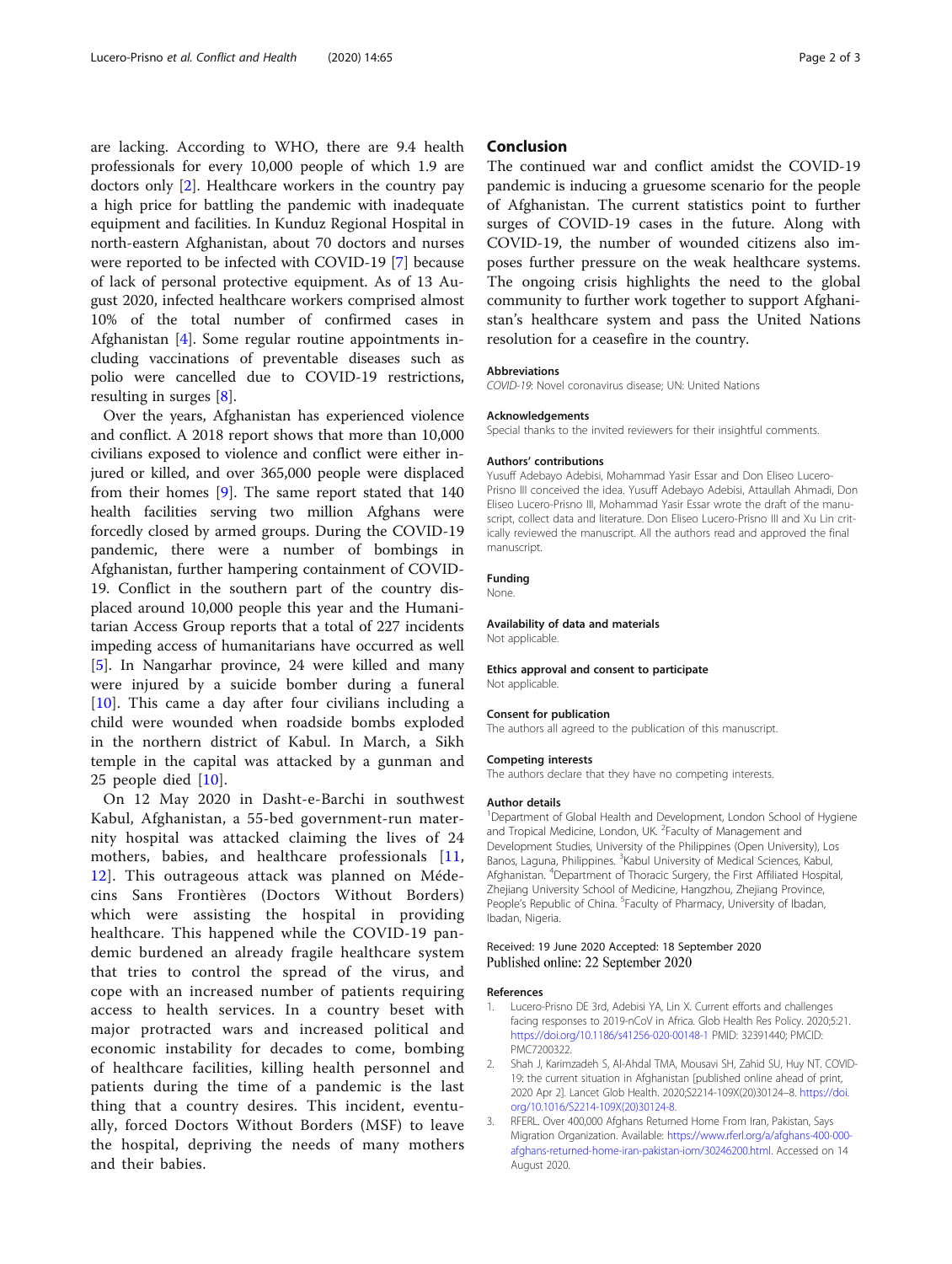are lacking. According to WHO, there are 9.4 health professionals for every 10,000 people of which 1.9 are doctors only [2]. Healthcare workers in the country pay a high price for battling the pandemic with inadequate equipment and facilities. In Kunduz Regional Hospital in north-eastern Afghanistan, about 70 doctors and nurses were reported to be infected with COVID-19 [7] because of lack of personal protective equipment. As of 13 August 2020, infected healthcare workers comprised almost 10% of the total number of confirmed cases in Afghanistan [4]. Some regular routine appointments including vaccinations of preventable diseases such as polio were cancelled due to COVID-19 restrictions, resulting in surges [8].

Over the years, Afghanistan has experienced violence and conflict. A 2018 report shows that more than 10,000 civilians exposed to violence and conflict were either injured or killed, and over 365,000 people were displaced from their homes [9]. The same report stated that 140 health facilities serving two million Afghans were forcedly closed by armed groups. During the COVID-19 pandemic, there were a number of bombings in Afghanistan, further hampering containment of COVID-19. Conflict in the southern part of the country displaced around 10,000 people this year and the Humanitarian Access Group reports that a total of 227 incidents impeding access of humanitarians have occurred as well [5]. In Nangarhar province, 24 were killed and many were injured by a suicide bomber during a funeral [10]. This came a day after four civilians including a child were wounded when roadside bombs exploded in the northern district of Kabul. In March, a Sikh temple in the capital was attacked by a gunman and 25 people died [10].

On 12 May 2020 in Dasht-e-Barchi in southwest Kabul, Afghanistan, a 55-bed government-run maternity hospital was attacked claiming the lives of 24 mothers, babies, and healthcare professionals [11, 12]. This outrageous attack was planned on Médecins Sans Frontières (Doctors Without Borders) which were assisting the hospital in providing healthcare. This happened while the COVID-19 pandemic burdened an already fragile healthcare system that tries to control the spread of the virus, and cope with an increased number of patients requiring access to health services. In a country beset with major protracted wars and increased political and economic instability for decades to come, bombing of healthcare facilities, killing health personnel and patients during the time of a pandemic is the last thing that a country desires. This incident, eventually, forced Doctors Without Borders (MSF) to leave the hospital, depriving the needs of many mothers and their babies.

## Conclusion

The continued war and conflict amidst the COVID-19 pandemic is inducing a gruesome scenario for the people of Afghanistan. The current statistics point to further surges of COVID-19 cases in the future. Along with COVID-19, the number of wounded citizens also imposes further pressure on the weak healthcare systems. The ongoing crisis highlights the need to the global community to further work together to support Afghanistan's healthcare system and pass the United Nations resolution for a ceasefire in the country.

#### Abbreviations

*COVID-19*: Novel coronavirus disease; UN: United Nations

#### Acknowledgements

Special thanks to the invited reviewers for their insightful comments.

#### Authors' contributions

Yusuff Adebayo Adebisi, Mohammad Yasir Essar and Don Eliseo Lucero-Prisno III conceived the idea. Yusuff Adebayo Adebisi, Attaullah Ahmadi, Don Eliseo Lucero-Prisno III, Mohammad Yasir Essar wrote the draft of the manuscript, collect data and literature. Don Eliseo Lucero-Prisno III and Xu Lin critically reviewed the manuscript. All the authors read and approved the final manuscript.

#### Funding

None.

#### Availability of data and materials

Not applicable.

#### Ethics approval and consent to participate

Not applicable.

#### Consent for publication

The authors all agreed to the publication of this manuscript.

#### Competing interests

The authors declare that they have no competing interests.

#### Author details

[1]Department of Global Health and Development, London School of Hygiene and Tropical Medicine, London, UK. [2]Faculty of Management and Development Studies, University of the Philippines (Open University), Los Banos, Laguna, Philippines. [3]Kabul University of Medical Sciences, Kabul, Afghanistan. [4]Department of Thoracic Surgery, the First Affiliated Hospital, Zhejiang University School of Medicine, Hangzhou, Zhejiang Province, People's Republic of China. [5]Faculty of Pharmacy, University of Ibadan, Ibadan, Nigeria.

Received: 19 June 2020 Accepted: 18 September 2020
Published online: 22 September 2020

#### References

1. Lucero-Prisno DE 3rd, Adebisi YA, Lin X. Current efforts and challenges facing responses to 2019-nCoV in Africa. Glob Health Res Policy. 2020;5:21. https://doi.org/10.1186/s41256-020-00148-1 PMID: 32391440; PMCID: PMC7200322.
2. Shah J, Karimzadeh S, Al-Ahdal TMA, Mousavi SH, Zahid SU, Huy NT. COVID-19: the current situation in Afghanistan [published online ahead of print, 2020 Apr 2]. Lancet Glob Health. 2020;S2214-109X(20)30124–8. https://doi.org/10.1016/S2214-109X(20)30124-8.
3. RFERL. Over 400,000 Afghans Returned Home From Iran, Pakistan, Says Migration Organization. Available: https://www.rferl.org/a/afghans-400-000-afghans-returned-home-iran-pakistan-iom/30246200.html. Accessed on 14 August 2020.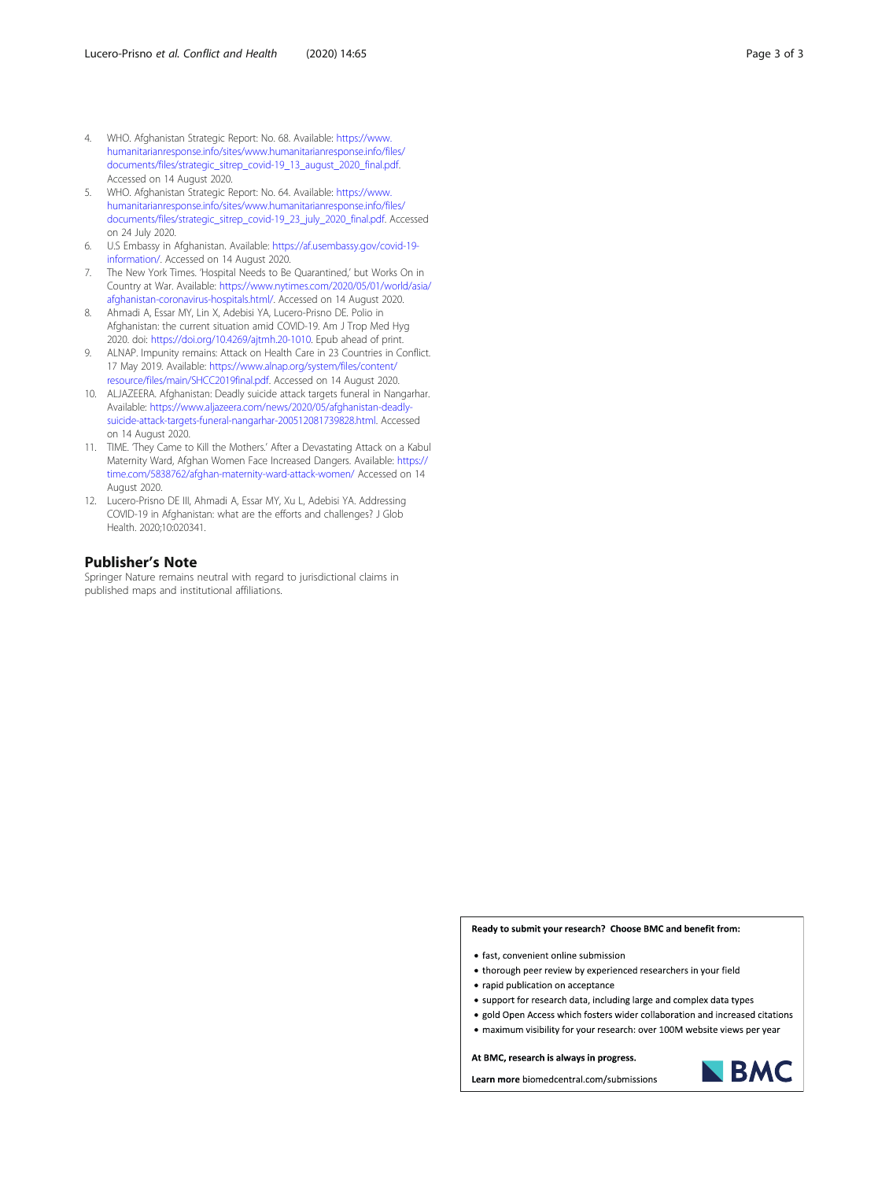4. WHO. Afghanistan Strategic Report: No. 68. Available: https://www.humanitarianresponse.info/sites/www.humanitarianresponse.info/files/documents/files/strategic_sitrep_covid-19_13_august_2020_final.pdf. Accessed on 14 August 2020.
5. WHO. Afghanistan Strategic Report: No. 64. Available: https://www.humanitarianresponse.info/sites/www.humanitarianresponse.info/files/documents/files/strategic_sitrep_covid-19_23_july_2020_final.pdf. Accessed on 24 July 2020.
6. U.S Embassy in Afghanistan. Available: https://af.usembassy.gov/covid-19-information/. Accessed on 14 August 2020.
7. The New York Times. 'Hospital Needs to Be Quarantined,' but Works On in Country at War. Available: https://www.nytimes.com/2020/05/01/world/asia/afghanistan-coronavirus-hospitals.html/. Accessed on 14 August 2020.
8. Ahmadi A, Essar MY, Lin X, Adebisi YA, Lucero-Prisno DE. Polio in Afghanistan: the current situation amid COVID-19. Am J Trop Med Hyg 2020. doi: https://doi.org/10.4269/ajtmh.20-1010. Epub ahead of print.
9. ALNAP. Impunity remains: Attack on Health Care in 23 Countries in Conflict. 17 May 2019. Available: https://www.alnap.org/system/files/content/resource/files/main/SHCC2019final.pdf. Accessed on 14 August 2020.
10. ALJAZEERA. Afghanistan: Deadly suicide attack targets funeral in Nangarhar. Available: https://www.aljazeera.com/news/2020/05/afghanistan-deadly-suicide-attack-targets-funeral-nangarhar-200512081739828.html. Accessed on 14 August 2020.
11. TIME. 'They Came to Kill the Mothers.' After a Devastating Attack on a Kabul Maternity Ward, Afghan Women Face Increased Dangers. Available: https://time.com/5838762/afghan-maternity-ward-attack-women/ Accessed on 14 August 2020.
12. Lucero-Prisno DE III, Ahmadi A, Essar MY, Xu L, Adebisi YA. Addressing COVID-19 in Afghanistan: what are the efforts and challenges? J Glob Health. 2020;10:020341.

## Publisher's Note

Springer Nature remains neutral with regard to jurisdictional claims in published maps and institutional affiliations.

**Ready to submit your research? Choose BMC and benefit from:**

- fast, convenient online submission
- thorough peer review by experienced researchers in your field
- rapid publication on acceptance
- support for research data, including large and complex data types
- gold Open Access which fosters wider collaboration and increased citations
- maximum visibility for your research: over 100M website views per year

**At BMC, research is always in progress.**

**Learn more** biomedcentral.com/submissions

BMC